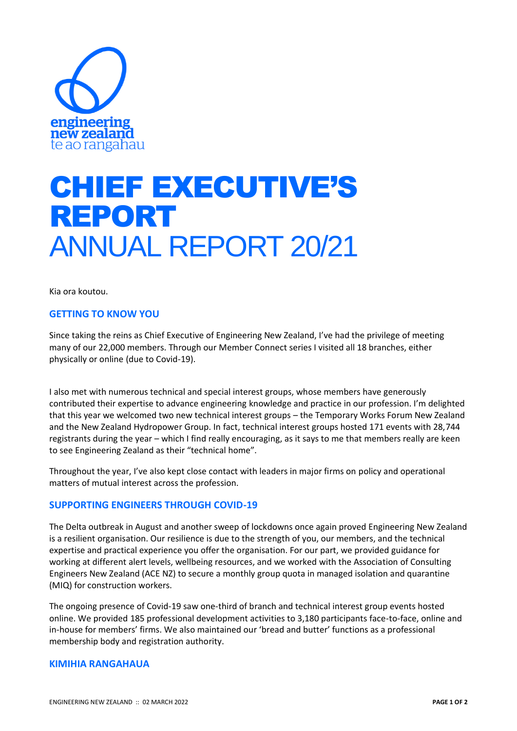engineering new zealand te ao rangahau

# CHIEF EXECUTIVE'S REPORT
# ANNUAL REPORT 20/21

Kia ora koutou.

## GETTING TO KNOW YOU

Since taking the reins as Chief Executive of Engineering New Zealand, I've had the privilege of meeting many of our 22,000 members. Through our Member Connect series I visited all 18 branches, either physically or online (due to Covid-19).

I also met with numerous technical and special interest groups, whose members have generously contributed their expertise to advance engineering knowledge and practice in our profession. I'm delighted that this year we welcomed two new technical interest groups – the Temporary Works Forum New Zealand and the New Zealand Hydropower Group. In fact, technical interest groups hosted 171 events with 28,744 registrants during the year – which I find really encouraging, as it says to me that members really are keen to see Engineering Zealand as their "technical home".

Throughout the year, I've also kept close contact with leaders in major firms on policy and operational matters of mutual interest across the profession.

## SUPPORTING ENGINEERS THROUGH COVID-19

The Delta outbreak in August and another sweep of lockdowns once again proved Engineering New Zealand is a resilient organisation. Our resilience is due to the strength of you, our members, and the technical expertise and practical experience you offer the organisation. For our part, we provided guidance for working at different alert levels, wellbeing resources, and we worked with the Association of Consulting Engineers New Zealand (ACE NZ) to secure a monthly group quota in managed isolation and quarantine (MIQ) for construction workers.

The ongoing presence of Covid-19 saw one-third of branch and technical interest group events hosted online. We provided 185 professional development activities to 3,180 participants face-to-face, online and in-house for members' firms. We also maintained our 'bread and butter' functions as a professional membership body and registration authority.

## KIMIHIA RANGAHAUA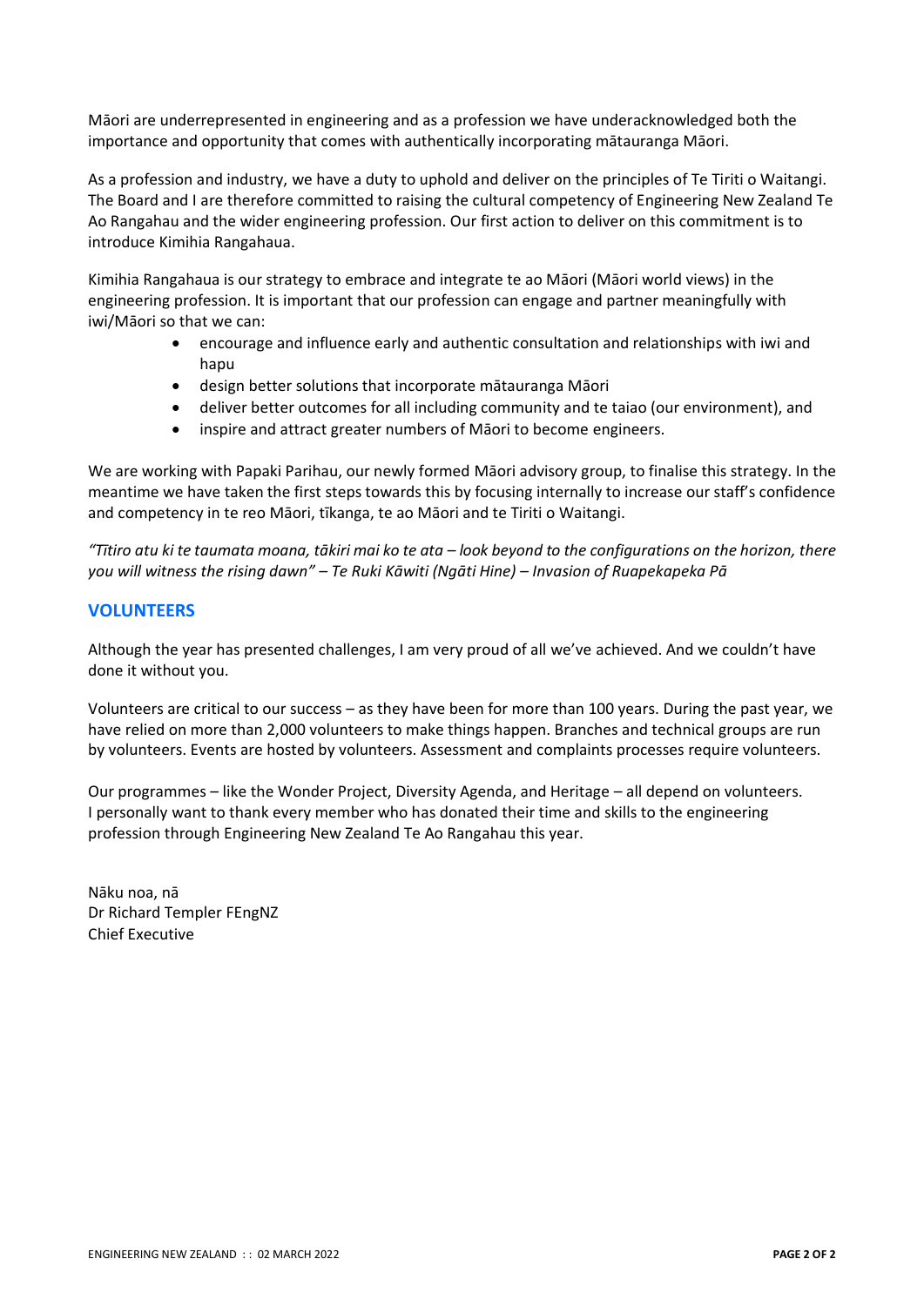Māori are underrepresented in engineering and as a profession we have underacknowledged both the importance and opportunity that comes with authentically incorporating mātauranga Māori.

As a profession and industry, we have a duty to uphold and deliver on the principles of Te Tiriti o Waitangi. The Board and I are therefore committed to raising the cultural competency of Engineering New Zealand Te Ao Rangahau and the wider engineering profession. Our first action to deliver on this commitment is to introduce Kimihia Rangahaua.

Kimihia Rangahaua is our strategy to embrace and integrate te ao Māori (Māori world views) in the engineering profession. It is important that our profession can engage and partner meaningfully with iwi/Māori so that we can:

- encourage and influence early and authentic consultation and relationships with iwi and hapu
- design better solutions that incorporate mātauranga Māori
- deliver better outcomes for all including community and te taiao (our environment), and
- inspire and attract greater numbers of Māori to become engineers.

We are working with Papaki Parihau, our newly formed Māori advisory group, to finalise this strategy. In the meantime we have taken the first steps towards this by focusing internally to increase our staff's confidence and competency in te reo Māori, tīkanga, te ao Māori and te Tiriti o Waitangi.

*"Tītiro atu ki te taumata moana, tākiri mai ko te ata – look beyond to the configurations on the horizon, there you will witness the rising dawn" – Te Ruki Kāwiti (Ngāti Hine) – Invasion of Ruapekapeka Pā*

## VOLUNTEERS

Although the year has presented challenges, I am very proud of all we've achieved. And we couldn't have done it without you.

Volunteers are critical to our success – as they have been for more than 100 years. During the past year, we have relied on more than 2,000 volunteers to make things happen. Branches and technical groups are run by volunteers. Events are hosted by volunteers. Assessment and complaints processes require volunteers.

Our programmes – like the Wonder Project, Diversity Agenda, and Heritage – all depend on volunteers. I personally want to thank every member who has donated their time and skills to the engineering profession through Engineering New Zealand Te Ao Rangahau this year.

Nāku noa, nā  
Dr Richard Templer FEngNZ  
Chief Executive